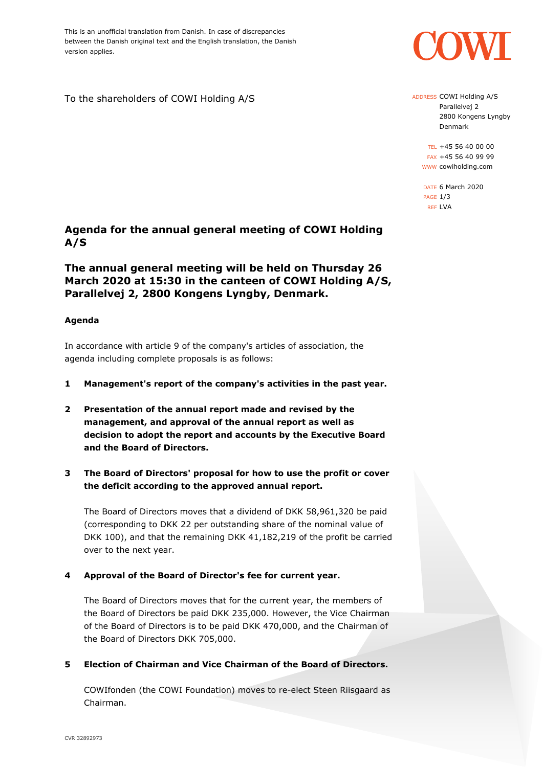This is an unofficial translation from Danish. In case of discrepancies between the Danish original text and the English translation, the Danish version applies.

To the shareholders of COWI Holding A/S

ADDRESS COWI Holding A/S
Parallelvej 2
2800 Kongens Lyngby
Denmark

TEL +45 56 40 00 00
FAX +45 56 40 99 99
WWW cowiholding.com

DATE 6 March 2020
REF LVA

## Agenda for the annual general meeting of COWI Holding A/S

## The annual general meeting will be held on Thursday 26 March 2020 at 15:30 in the canteen of COWI Holding A/S, Parallelvej 2, 2800 Kongens Lyngby, Denmark.

**Agenda**

In accordance with article 9 of the company's articles of association, the agenda including complete proposals is as follows:

**1 Management's report of the company's activities in the past year.**

**2 Presentation of the annual report made and revised by the management, and approval of the annual report as well as decision to adopt the report and accounts by the Executive Board and the Board of Directors.**

**3 The Board of Directors' proposal for how to use the profit or cover the deficit according to the approved annual report.**

The Board of Directors moves that a dividend of DKK 58,961,320 be paid (corresponding to DKK 22 per outstanding share of the nominal value of DKK 100), and that the remaining DKK 41,182,219 of the profit be carried over to the next year.

**4 Approval of the Board of Director's fee for current year.**

The Board of Directors moves that for the current year, the members of the Board of Directors be paid DKK 235,000. However, the Vice Chairman of the Board of Directors is to be paid DKK 470,000, and the Chairman of the Board of Directors DKK 705,000.

**5 Election of Chairman and Vice Chairman of the Board of Directors.**

COWIfonden (the COWI Foundation) moves to re-elect Steen Riisgaard as Chairman.

CVR 32892973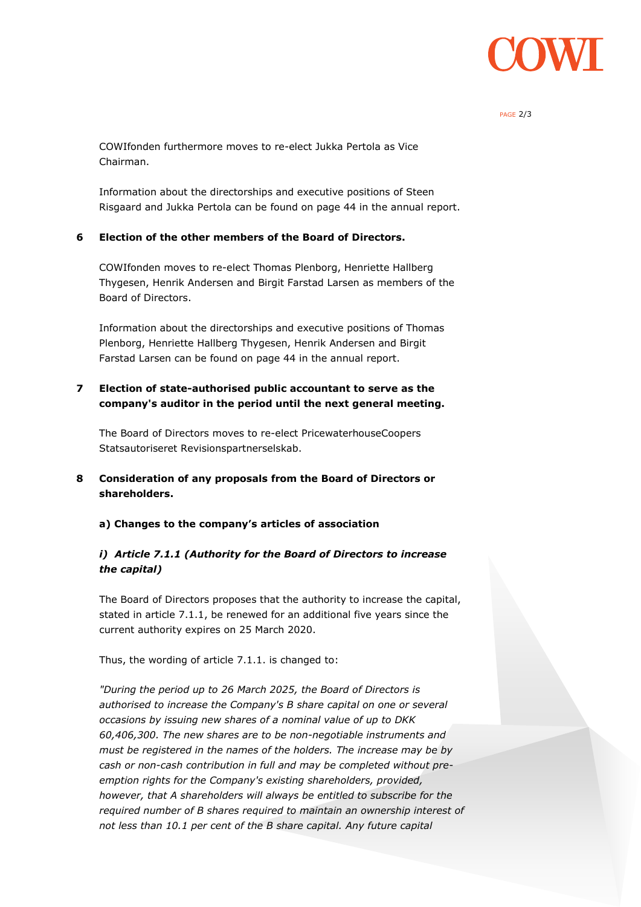COWIfonden furthermore moves to re-elect Jukka Pertola as Vice Chairman.

Information about the directorships and executive positions of Steen Risgaard and Jukka Pertola can be found on page 44 in the annual report.

**6 Election of the other members of the Board of Directors.**

COWIfonden moves to re-elect Thomas Plenborg, Henriette Hallberg Thygesen, Henrik Andersen and Birgit Farstad Larsen as members of the Board of Directors.

Information about the directorships and executive positions of Thomas Plenborg, Henriette Hallberg Thygesen, Henrik Andersen and Birgit Farstad Larsen can be found on page 44 in the annual report.

**7 Election of state-authorised public accountant to serve as the company's auditor in the period until the next general meeting.**

The Board of Directors moves to re-elect PricewaterhouseCoopers Statsautoriseret Revisionspartnerselskab.

**8 Consideration of any proposals from the Board of Directors or shareholders.**

**a) Changes to the company's articles of association**

***i) Article 7.1.1 (Authority for the Board of Directors to increase the capital)***

The Board of Directors proposes that the authority to increase the capital, stated in article 7.1.1, be renewed for an additional five years since the current authority expires on 25 March 2020.

Thus, the wording of article 7.1.1. is changed to:

*"During the period up to 26 March 2025, the Board of Directors is authorised to increase the Company's B share capital on one or several occasions by issuing new shares of a nominal value of up to DKK 60,406,300. The new shares are to be non-negotiable instruments and must be registered in the names of the holders. The increase may be by cash or non-cash contribution in full and may be completed without pre-emption rights for the Company's existing shareholders, provided, however, that A shareholders will always be entitled to subscribe for the required number of B shares required to maintain an ownership interest of not less than 10.1 per cent of the B share capital. Any future capital*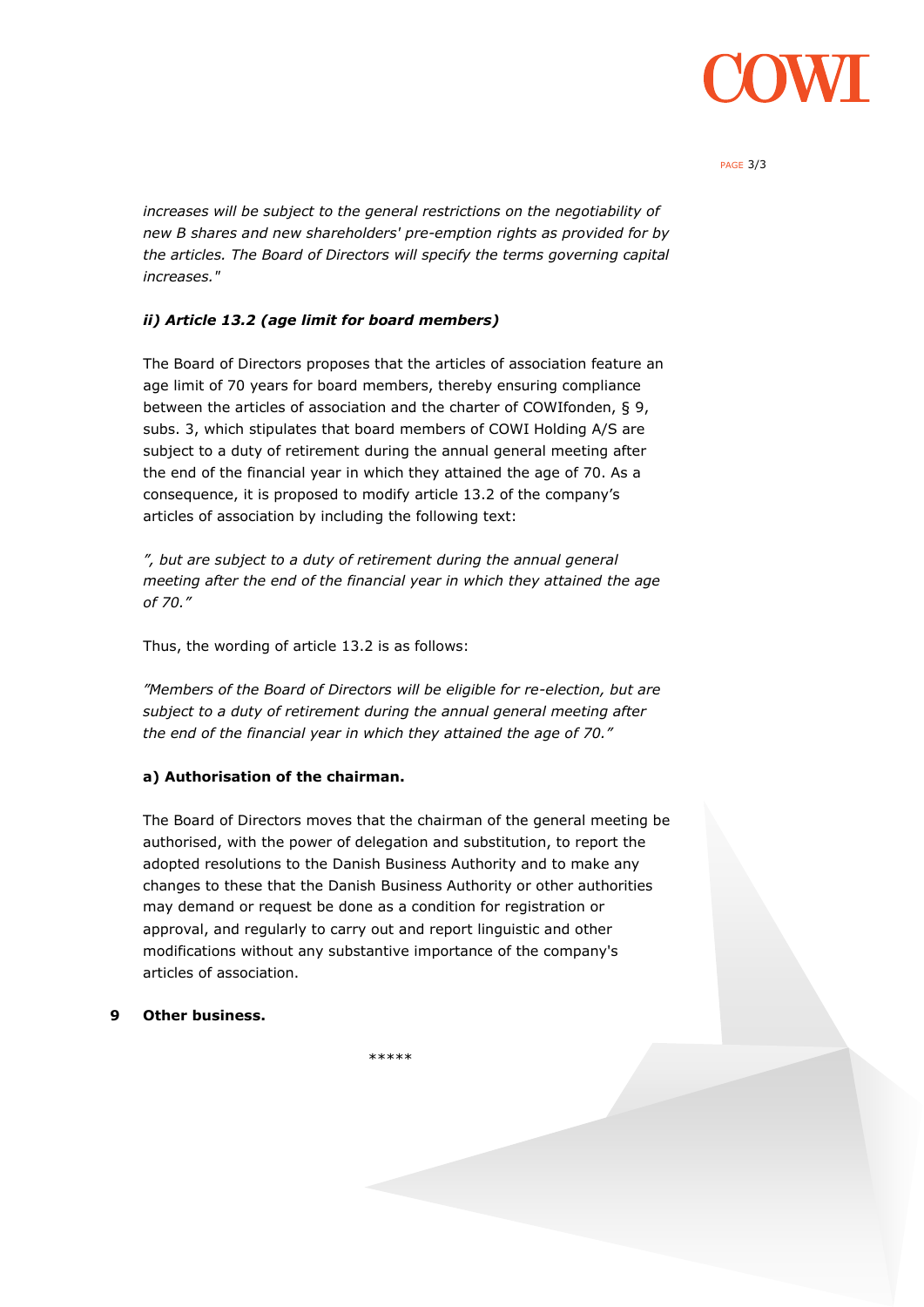*increases will be subject to the general restrictions on the negotiability of new B shares and new shareholders' pre-emption rights as provided for by the articles. The Board of Directors will specify the terms governing capital increases."*

***ii) Article 13.2 (age limit for board members)***

The Board of Directors proposes that the articles of association feature an age limit of 70 years for board members, thereby ensuring compliance between the articles of association and the charter of COWIfonden, § 9, subs. 3, which stipulates that board members of COWI Holding A/S are subject to a duty of retirement during the annual general meeting after the end of the financial year in which they attained the age of 70. As a consequence, it is proposed to modify article 13.2 of the company's articles of association by including the following text:

*", but are subject to a duty of retirement during the annual general meeting after the end of the financial year in which they attained the age of 70."*

Thus, the wording of article 13.2 is as follows:

*"Members of the Board of Directors will be eligible for re-election, but are subject to a duty of retirement during the annual general meeting after the end of the financial year in which they attained the age of 70."*

**a) Authorisation of the chairman.**

The Board of Directors moves that the chairman of the general meeting be authorised, with the power of delegation and substitution, to report the adopted resolutions to the Danish Business Authority and to make any changes to these that the Danish Business Authority or other authorities may demand or request be done as a condition for registration or approval, and regularly to carry out and report linguistic and other modifications without any substantive importance of the company's articles of association.

**9 Other business.**

*****